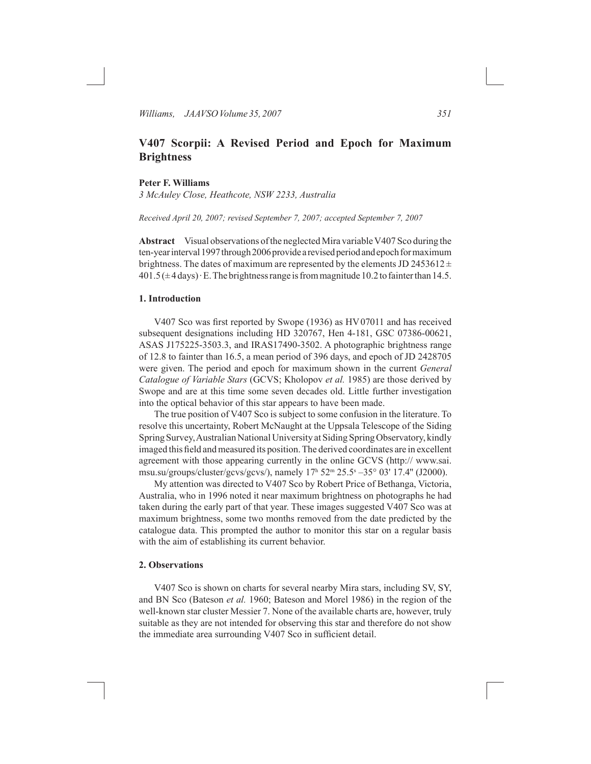# V407 Scorpii: A Revised Period and Epoch for Maximum Brightness

**Peter F. Williams**

*3 McAuley Close, Heathcote, NSW 2233, Australia*

*Received April 20, 2007; revised September 7, 2007; accepted September 7, 2007*

**Abstract** Visual observations of the neglected Mira variable V407 Sco during the ten-year interval 1997 through 2006 provide a revised period and epoch for maximum brightness. The dates of maximum are represented by the elements JD 2453612 ± 401.5 (± 4 days) · E. The brightness range is from magnitude 10.2 to fainter than 14.5.

## 1. Introduction

V407 Sco was first reported by Swope (1936) as HV 07011 and has received subsequent designations including HD 320767, Hen 4-181, GSC 07386-00621, ASAS J175225-3503.3, and IRAS17490-3502. A photographic brightness range of 12.8 to fainter than 16.5, a mean period of 396 days, and epoch of JD 2428705 were given. The period and epoch for maximum shown in the current *General Catalogue of Variable Stars* (GCVS; Kholopov *et al.* 1985) are those derived by Swope and are at this time some seven decades old. Little further investigation into the optical behavior of this star appears to have been made.

The true position of V407 Sco is subject to some confusion in the literature. To resolve this uncertainty, Robert McNaught at the Uppsala Telescope of the Siding Spring Survey, Australian National University at Siding Spring Observatory, kindly imaged this field and measured its position. The derived coordinates are in excellent agreement with those appearing currently in the online GCVS (http:// www.sai.msu.su/groups/cluster/gcvs/gcvs/), namely $17^h\ 52^m\ 25.5^s$ –35° 03' 17.4" (J2000).

My attention was directed to V407 Sco by Robert Price of Bethanga, Victoria, Australia, who in 1996 noted it near maximum brightness on photographs he had taken during the early part of that year. These images suggested V407 Sco was at maximum brightness, some two months removed from the date predicted by the catalogue data. This prompted the author to monitor this star on a regular basis with the aim of establishing its current behavior.

## 2. Observations

V407 Sco is shown on charts for several nearby Mira stars, including SV, SY, and BN Sco (Bateson *et al.* 1960; Bateson and Morel 1986) in the region of the well-known star cluster Messier 7. None of the available charts are, however, truly suitable as they are not intended for observing this star and therefore do not show the immediate area surrounding V407 Sco in sufficient detail.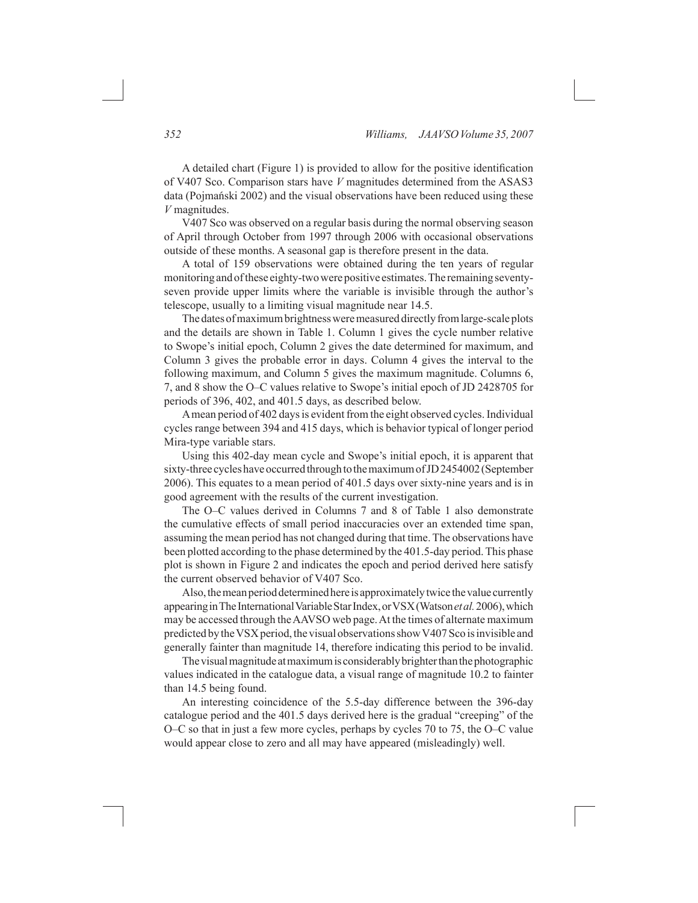A detailed chart (Figure 1) is provided to allow for the positive identification of V407 Sco. Comparison stars have *V* magnitudes determined from the ASAS3 data (Pojmański 2002) and the visual observations have been reduced using these *V* magnitudes.

V407 Sco was observed on a regular basis during the normal observing season of April through October from 1997 through 2006 with occasional observations outside of these months. A seasonal gap is therefore present in the data.

A total of 159 observations were obtained during the ten years of regular monitoring and of these eighty-two were positive estimates. The remaining seventy-seven provide upper limits where the variable is invisible through the author's telescope, usually to a limiting visual magnitude near 14.5.

The dates of maximum brightness were measured directly from large-scale plots and the details are shown in Table 1. Column 1 gives the cycle number relative to Swope's initial epoch, Column 2 gives the date determined for maximum, and Column 3 gives the probable error in days. Column 4 gives the interval to the following maximum, and Column 5 gives the maximum magnitude. Columns 6, 7, and 8 show the O–C values relative to Swope's initial epoch of JD 2428705 for periods of 396, 402, and 401.5 days, as described below.

A mean period of 402 days is evident from the eight observed cycles. Individual cycles range between 394 and 415 days, which is behavior typical of longer period Mira-type variable stars.

Using this 402-day mean cycle and Swope's initial epoch, it is apparent that sixty-three cycles have occurred through to the maximum of JD 2454002 (September 2006). This equates to a mean period of 401.5 days over sixty-nine years and is in good agreement with the results of the current investigation.

The O–C values derived in Columns 7 and 8 of Table 1 also demonstrate the cumulative effects of small period inaccuracies over an extended time span, assuming the mean period has not changed during that time. The observations have been plotted according to the phase determined by the 401.5-day period. This phase plot is shown in Figure 2 and indicates the epoch and period derived here satisfy the current observed behavior of V407 Sco.

Also, the mean period determined here is approximately twice the value currently appearing in The International Variable Star Index, or VSX (Watson *et al.* 2006), which may be accessed through the AAVSO web page. At the times of alternate maximum predicted by the VSX period, the visual observations show V407 Sco is invisible and generally fainter than magnitude 14, therefore indicating this period to be invalid.

The visual magnitude at maximum is considerably brighter than the photographic values indicated in the catalogue data, a visual range of magnitude 10.2 to fainter than 14.5 being found.

An interesting coincidence of the 5.5-day difference between the 396-day catalogue period and the 401.5 days derived here is the gradual "creeping" of the O–C so that in just a few more cycles, perhaps by cycles 70 to 75, the O–C value would appear close to zero and all may have appeared (misleadingly) well.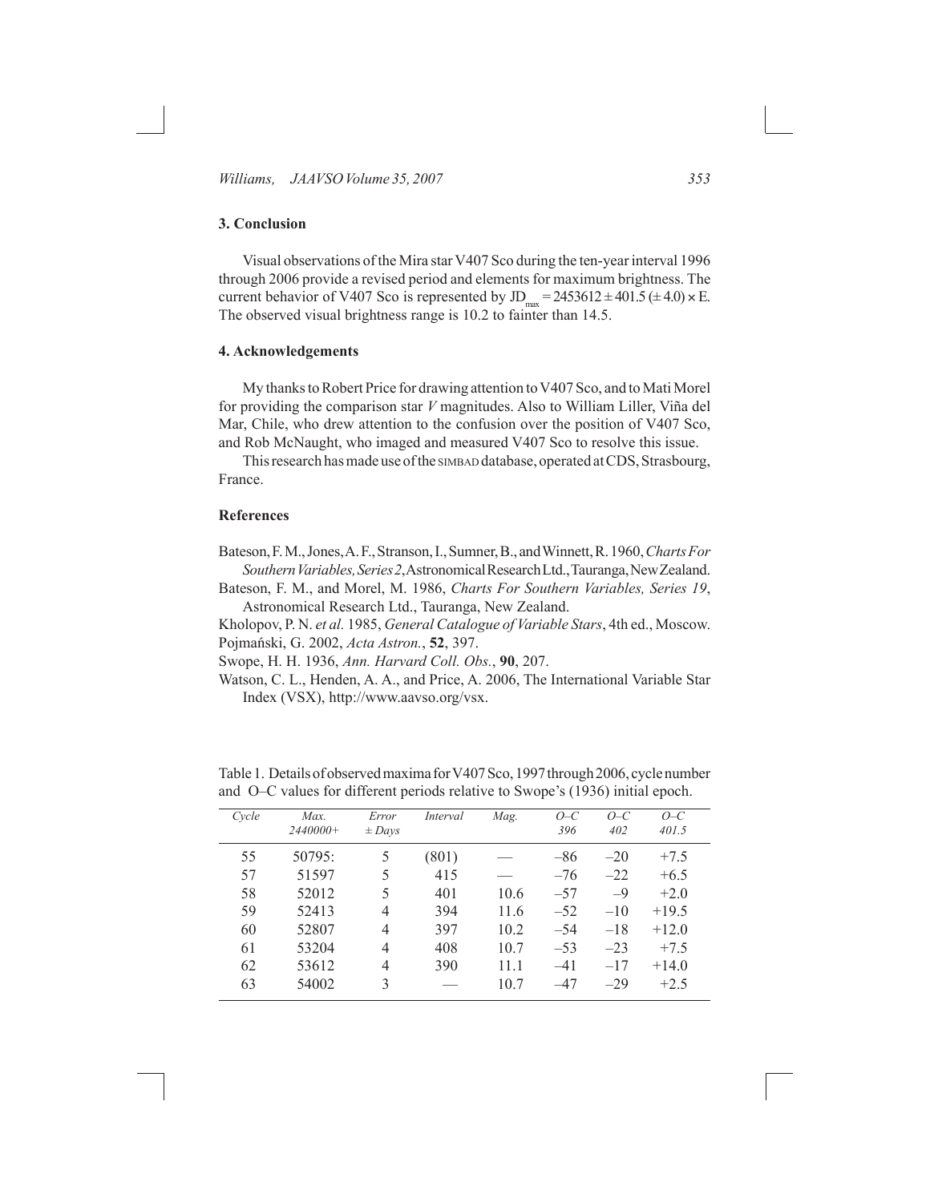## 3. Conclusion

Visual observations of the Mira star V407 Sco during the ten-year interval 1996 through 2006 provide a revised period and elements for maximum brightness. The current behavior of V407 Sco is represented by $JD_{max} = 2453612 \pm 401.5 (\pm 4.0) \times E$. The observed visual brightness range is 10.2 to fainter than 14.5.

## 4. Acknowledgements

My thanks to Robert Price for drawing attention to V407 Sco, and to Mati Morel for providing the comparison star *V* magnitudes. Also to William Liller, Viña del Mar, Chile, who drew attention to the confusion over the position of V407 Sco, and Rob McNaught, who imaged and measured V407 Sco to resolve this issue.

This research has made use of the SIMBAD database, operated at CDS, Strasbourg, France.

## References

Bateson, F. M., Jones, A. F., Stranson, I., Sumner, B., and Winnett, R. 1960, *Charts For Southern Variables, Series 2*, Astronomical Research Ltd., Tauranga, New Zealand.

Bateson, F. M., and Morel, M. 1986, *Charts For Southern Variables, Series 19*, Astronomical Research Ltd., Tauranga, New Zealand.

Kholopov, P. N. *et al.* 1985, *General Catalogue of Variable Stars*, 4th ed., Moscow.

Pojmański, G. 2002, *Acta Astron.*, **52**, 397.

Swope, H. H. 1936, *Ann. Harvard Coll. Obs.*, **90**, 207.

Watson, C. L., Henden, A. A., and Price, A. 2006, The International Variable Star Index (VSX), http://www.aavso.org/vsx.

Table 1. Details of observed maxima for V407 Sco, 1997 through 2006, cycle number and O–C values for different periods relative to Swope's (1936) initial epoch.

| *Cycle* | *Max. 2440000+* | *Error ± Days* | *Interval* | *Mag.* | *O–C 396* | *O–C 402* | *O–C 401.5* |
|---|---|---|---|---|---|---|---|
| 55 | 50795: | 5 | (801) | — | –86 | –20 | +7.5 |
| 57 | 51597 | 5 | 415 | — | –76 | –22 | +6.5 |
| 58 | 52012 | 5 | 401 | 10.6 | –57 | –9 | +2.0 |
| 59 | 52413 | 4 | 394 | 11.6 | –52 | –10 | +19.5 |
| 60 | 52807 | 4 | 397 | 10.2 | –54 | –18 | +12.0 |
| 61 | 53204 | 4 | 408 | 10.7 | –53 | –23 | +7.5 |
| 62 | 53612 | 4 | 390 | 11.1 | –41 | –17 | +14.0 |
| 63 | 54002 | 3 | — | 10.7 | –47 | –29 | +2.5 |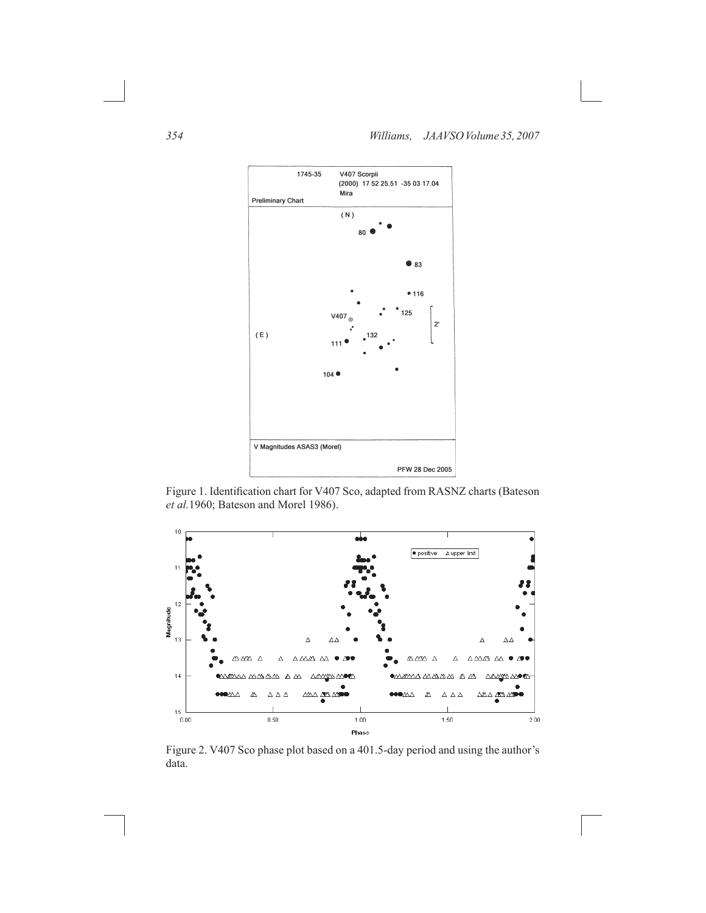1745-35 V407 Scorpii
(2000) 17 52 25.51 -35 03 17.04
Mira

Preliminary Chart

(N)

80

83

116

125

V407

2'

(E)

132

111

104

V Magnitudes ASAS3 (Morel)

PFW 28 Dec 2005

Figure 1. Identification chart for V407 Sco, adapted from RASNZ charts (Bateson *et al.*1960; Bateson and Morel 1986).

10
11
12
13
14
15

Magnitude

0.00 0.50 1.00 1.50 2.00

Phase

● positive △ upper limit

Figure 2. V407 Sco phase plot based on a 401.5-day period and using the author's data.